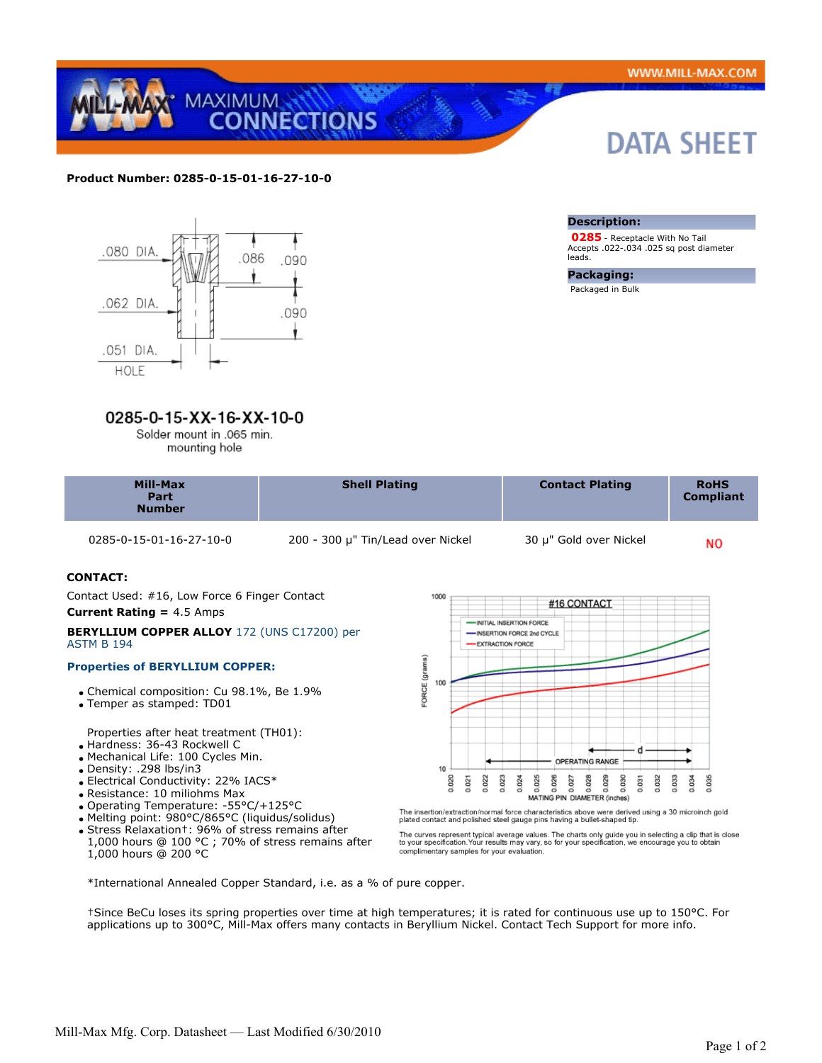**Product Number: 0285-0-15-01-16-27-10-0**

.080 DIA.
.086
.090
.062 DIA.
.090
.051 DIA.
HOLE

**0285-0-15-XX-16-XX-10-0**
Solder mount in .065 min. mounting hole

### Description:

**0285** - Receptacle With No Tail
Accepts .022-.034 .025 sq post diameter leads.

### Packaging:

Packaged in Bulk

| Mill-Max Part Number | Shell Plating | Contact Plating | RoHS Compliant |
|---|---|---|---|
| 0285-0-15-01-16-27-10-0 | 200 - 300 µ" Tin/Lead over Nickel | 30 µ" Gold over Nickel | NO |

**CONTACT:**

Contact Used: #16, Low Force 6 Finger Contact

**Current Rating =** 4.5 Amps

**BERYLLIUM COPPER ALLOY** 172 (UNS C17200) per ASTM B 194

**Properties of BERYLLIUM COPPER:**

- Chemical composition: Cu 98.1%, Be 1.9%
- Temper as stamped: TD01

Properties after heat treatment (TH01):

- Hardness: 36-43 Rockwell C
- Mechanical Life: 100 Cycles Min.
- Density: .298 lbs/in3
- Electrical Conductivity: 22% IACS*
- Resistance: 10 miliohms Max
- Operating Temperature: -55°C/+125°C
- Melting point: 980°C/865°C (liquidus/solidus)
- Stress Relaxation†: 96% of stress remains after 1,000 hours @ 100 °C ; 70% of stress remains after 1,000 hours @ 200 °C

#16 CONTACT

- INITIAL INSERTION FORCE
- INSERTION FORCE 2nd CYCLE
- EXTRACTION FORCE

FORCE (grams): 10, 100, 1000

MATING PIN DIAMETER (inches): 0.020 – 0.035; OPERATING RANGE; d

The insertion/extraction/normal force characteristics above were derived using a 30 microinch gold plated contact and polished steel gauge pins having a bullet-shaped tip.

The curves represent typical average values. The charts only guide you in selecting a clip that is close to your specification. Your results may vary, so for your specification, we encourage you to obtain complimentary samples for your evaluation.

*International Annealed Copper Standard, i.e. as a % of pure copper.

†Since BeCu loses its spring properties over time at high temperatures; it is rated for continuous use up to 150°C. For applications up to 300°C, Mill-Max offers many contacts in Beryllium Nickel. Contact Tech Support for more info.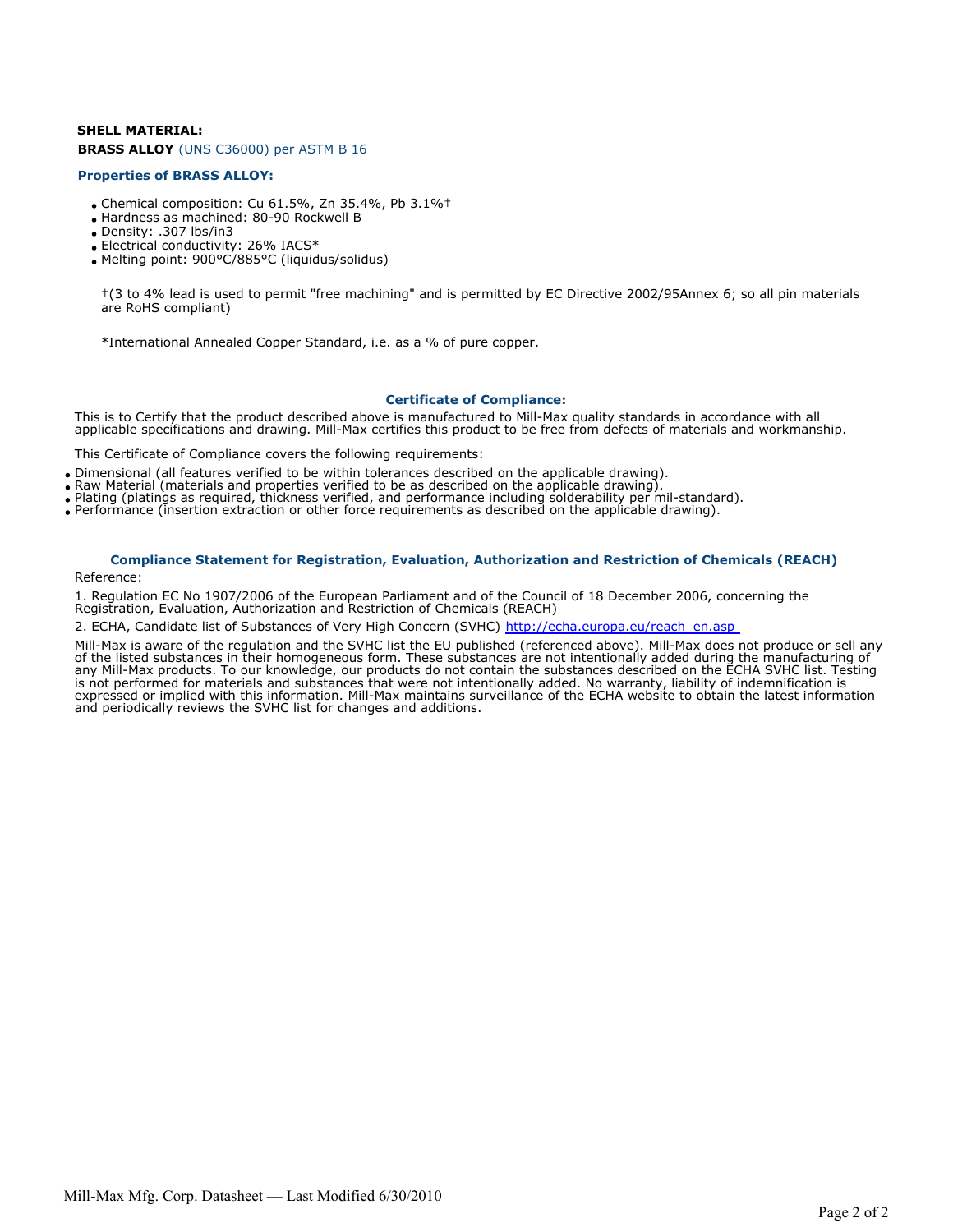**SHELL MATERIAL:**

**BRASS ALLOY** (UNS C36000) per ASTM B 16

### Properties of BRASS ALLOY:

- Chemical composition: Cu 61.5%, Zn 35.4%, Pb 3.1%†
- Hardness as machined: 80-90 Rockwell B
- Density: .307 lbs/in3
- Electrical conductivity: 26% IACS*
- Melting point: 900°C/885°C (liquidus/solidus)

†(3 to 4% lead is used to permit "free machining" and is permitted by EC Directive 2002/95Annex 6; so all pin materials are RoHS compliant)

*International Annealed Copper Standard, i.e. as a % of pure copper.

### Certificate of Compliance:

This is to Certify that the product described above is manufactured to Mill-Max quality standards in accordance with all applicable specifications and drawing. Mill-Max certifies this product to be free from defects of materials and workmanship.

This Certificate of Compliance covers the following requirements:

- Dimensional (all features verified to be within tolerances described on the applicable drawing).
- Raw Material (materials and properties verified to be as described on the applicable drawing).
- Plating (platings as required, thickness verified, and performance including solderability per mil-standard).
- Performance (insertion extraction or other force requirements as described on the applicable drawing).

### Compliance Statement for Registration, Evaluation, Authorization and Restriction of Chemicals (REACH)

Reference:

1. Regulation EC No 1907/2006 of the European Parliament and of the Council of 18 December 2006, concerning the Registration, Evaluation, Authorization and Restriction of Chemicals (REACH)
2. ECHA, Candidate list of Substances of Very High Concern (SVHC) http://echa.europa.eu/reach_en.asp

Mill-Max is aware of the regulation and the SVHC list the EU published (referenced above). Mill-Max does not produce or sell any of the listed substances in their homogeneous form. These substances are not intentionally added during the manufacturing of any Mill-Max products. To our knowledge, our products do not contain the substances described on the ECHA SVHC list. Testing is not performed for materials and substances that were not intentionally added. No warranty, liability of indemnification is expressed or implied with this information. Mill-Max maintains surveillance of the ECHA website to obtain the latest information and periodically reviews the SVHC list for changes and additions.